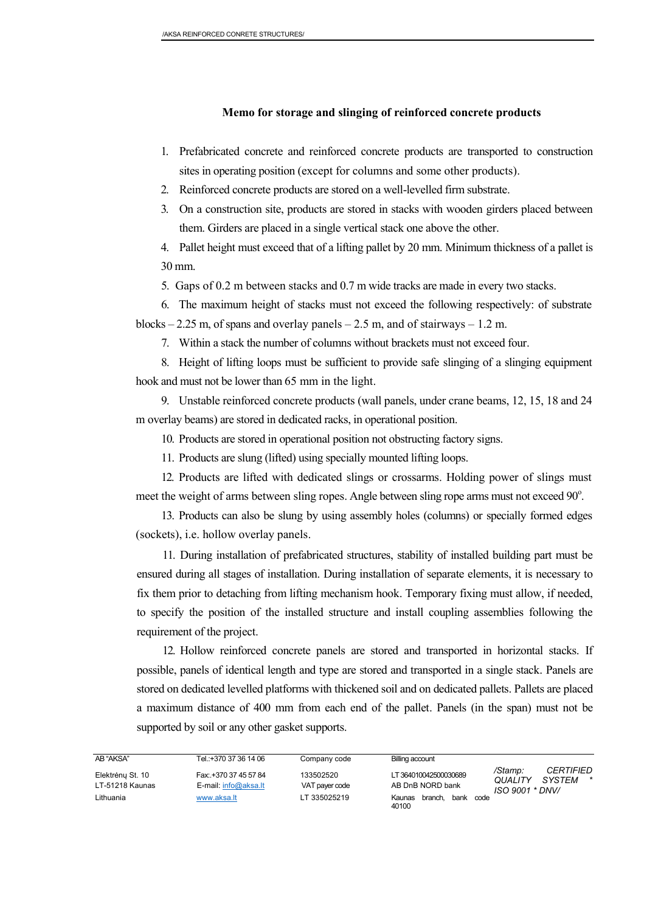### Memo for storage and slinging of reinforced concrete products

1. Prefabricated concrete and reinforced concrete products are transported to construction sites in operating position (except for columns and some other products).
2. Reinforced concrete products are stored on a well-levelled firm substrate.
3. On a construction site, products are stored in stacks with wooden girders placed between them. Girders are placed in a single vertical stack one above the other.
4. Pallet height must exceed that of a lifting pallet by 20 mm. Minimum thickness of a pallet is 30 mm.
5. Gaps of 0.2 m between stacks and 0.7 m wide tracks are made in every two stacks.
6. The maximum height of stacks must not exceed the following respectively: of substrate blocks – 2.25 m, of spans and overlay panels – 2.5 m, and of stairways – 1.2 m.
7. Within a stack the number of columns without brackets must not exceed four.
8. Height of lifting loops must be sufficient to provide safe slinging of a slinging equipment hook and must not be lower than 65 mm in the light.
9. Unstable reinforced concrete products (wall panels, under crane beams, 12, 15, 18 and 24 m overlay beams) are stored in dedicated racks, in operational position.
10. Products are stored in operational position not obstructing factory signs.
11. Products are slung (lifted) using specially mounted lifting loops.
12. Products are lifted with dedicated slings or crossarms. Holding power of slings must meet the weight of arms between sling ropes. Angle between sling rope arms must not exceed 90$^{o}$.
13. Products can also be slung by using assembly holes (columns) or specially formed edges (sockets), i.e. hollow overlay panels.

11\. During installation of prefabricated structures, stability of installed building part must be ensured during all stages of installation. During installation of separate elements, it is necessary to fix them prior to detaching from lifting mechanism hook. Temporary fixing must allow, if needed, to specify the position of the installed structure and install coupling assemblies following the requirement of the project.

12\. Hollow reinforced concrete panels are stored and transported in horizontal stacks. If possible, panels of identical length and type are stored and transported in a single stack. Panels are stored on dedicated levelled platforms with thickened soil and on dedicated pallets. Pallets are placed a maximum distance of 400 mm from each end of the pallet. Panels (in the span) must not be supported by soil or any other gasket supports.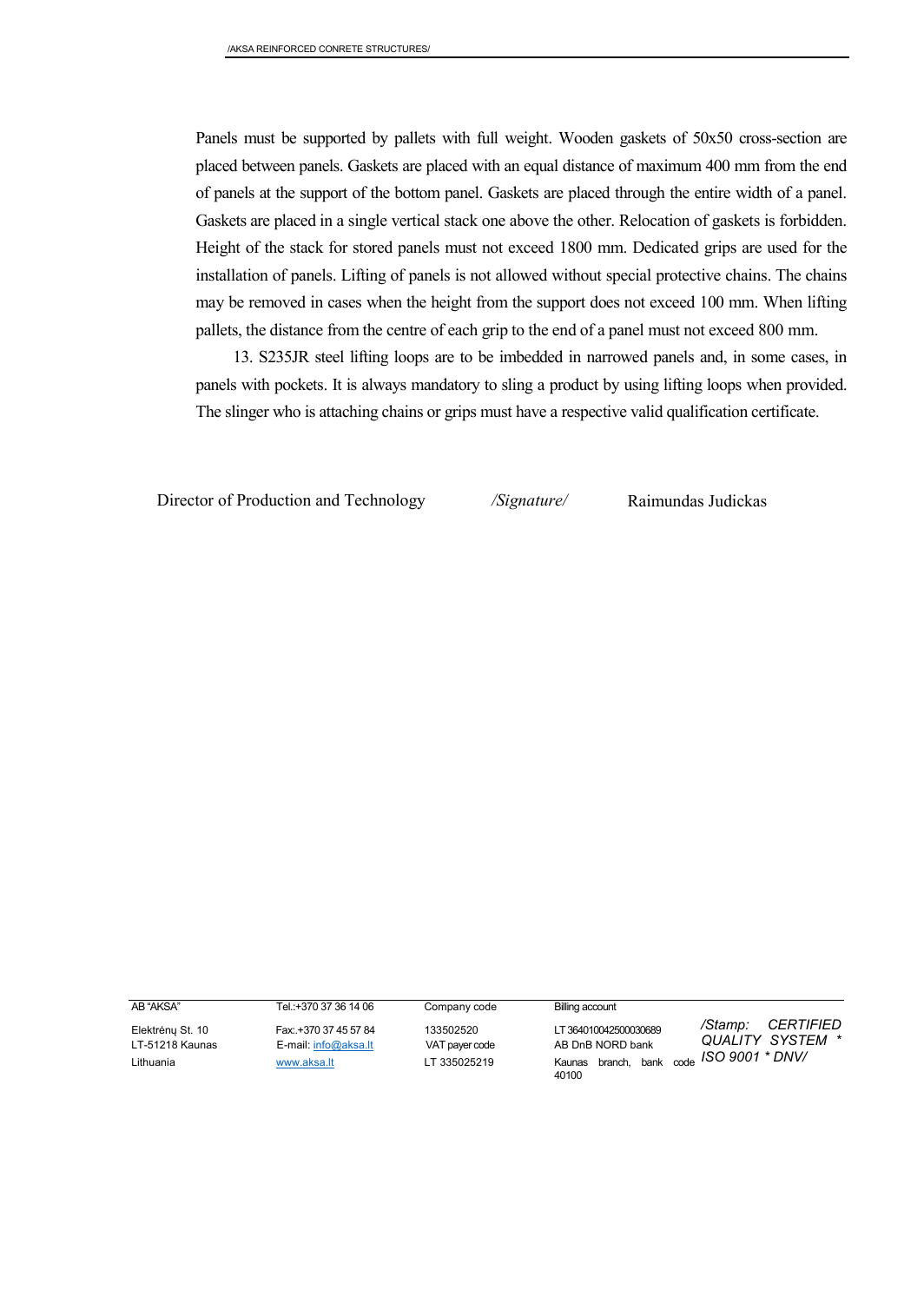Panels must be supported by pallets with full weight. Wooden gaskets of 50x50 cross-section are placed between panels. Gaskets are placed with an equal distance of maximum 400 mm from the end of panels at the support of the bottom panel. Gaskets are placed through the entire width of a panel. Gaskets are placed in a single vertical stack one above the other. Relocation of gaskets is forbidden. Height of the stack for stored panels must not exceed 1800 mm. Dedicated grips are used for the installation of panels. Lifting of panels is not allowed without special protective chains. The chains may be removed in cases when the height from the support does not exceed 100 mm. When lifting pallets, the distance from the centre of each grip to the end of a panel must not exceed 800 mm.

13. S235JR steel lifting loops are to be imbedded in narrowed panels and, in some cases, in panels with pockets. It is always mandatory to sling a product by using lifting loops when provided. The slinger who is attaching chains or grips must have a respective valid qualification certificate.

Director of Production and Technology  *\/Signature/*  Raimundas Judickas

| AB "AKSA" | Tel.:+370 37 36 14 06 | Company code | Billing account | |
|---|---|---|---|---|
| Elektrėnų St. 10 | Fax:+370 37 45 57 84 | 133502520 | LT 364010042500030689 | */Stamp: CERTIFIED QUALITY SYSTEM * ISO 9001 * DNV/* |
| LT-51218 Kaunas | E-mail: info@aksa.lt | VAT payer code | AB DnB NORD bank | |
| Lithuania | www.aksa.lt | LT 335025219 | Kaunas branch, bank code 40100 | |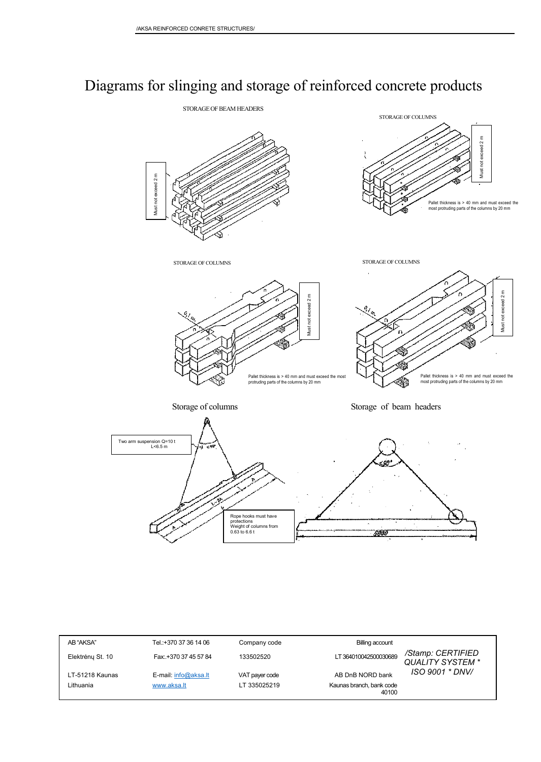# Diagrams for slinging and storage of reinforced concrete products

STORAGE OF BEAM HEADERS

Must not exceed 2 m

STORAGE OF COLUMNS

Must not exceed 2 m

Pallet thickness is > 40 mm and must exceed the most protruding parts of the columns by 20 mm

STORAGE OF COLUMNS

0,1 m

Must not exceed 2 m

Pallet thickness is > 40 mm and must exceed the most protruding parts of the columns by 20 mm

STORAGE OF COLUMNS

0,1 m

Must not exceed 2 m

Pallet thickness is > 40 mm and must exceed the most protruding parts of the columns by 20 mm

Storage of columns

Storage of beam headers

Two arm suspension Q=10 t
L<6.5 m

≤90°

Rope hooks must have protections
Weight of columns from 0.63 to 6.6 t

≤90°

9000

| AB "AKSA" | Tel.:+370 37 36 14 06 | Company code | Billing account | /Stamp: CERTIFIED QUALITY SYSTEM * ISO 9001 * DNV/ |
|---|---|---|---|---|
| Elektrėnų St. 10 | Fax.:+370 37 45 57 84 | 133502520 | LT 364010042500030689 | |
| LT-51218 Kaunas | E-mail: info@aksa.lt | VAT payer code | AB DnB NORD bank | |
| Lithuania | www.aksa.lt | LT 335025219 | Kaunas branch, bank code 40100 | |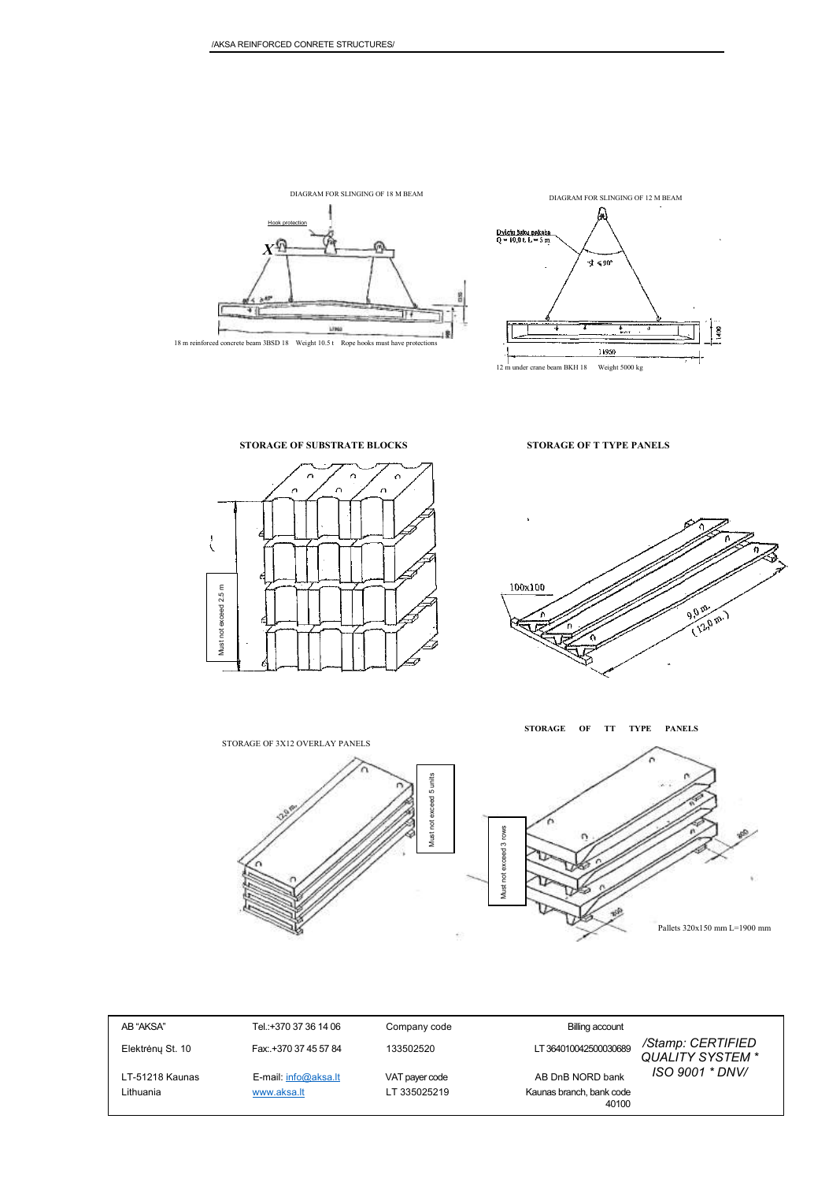DIAGRAM FOR SLINGING OF 18 M BEAM

Hook protection

X

18 m reinforced concrete beam 3BSD 18 Weight 10.5 t Rope hooks must have protections

DIAGRAM FOR SLINGING OF 12 M BEAM

Dvičių šakų pakaba
Q = 10,0 t, L = 5 m

$\leq 90°$

11950

1400

12 m under crane beam BKH 18 Weight 5000 kg

**STORAGE OF SUBSTRATE BLOCKS**

Must not exceed 2.5 m

**STORAGE OF T TYPE PANELS**

100x100

9,0 m.
( 12,0 m. )

STORAGE OF 3X12 OVERLAY PANELS

12,0 m.

Must not exceed 5 units

**STORAGE OF TT TYPE PANELS**

Must not exceed 3 rows

Pallets 320x150 mm L=1900 mm

| AB "AKSA" | Tel.:+370 37 36 14 06 | Company code | Billing account | |
|---|---|---|---|---|
| Elektrėnų St. 10 | Fax.:+370 37 45 57 84 | 133502520 | LT 364010042500030689 | */Stamp: CERTIFIED QUALITY SYSTEM * ISO 9001 * DNV/* |
| LT-51218 Kaunas | E-mail: info@aksa.lt | VAT payer code | AB DnB NORD bank | |
| Lithuania | www.aksa.lt | LT 335025219 | Kaunas branch, bank code 40100 | |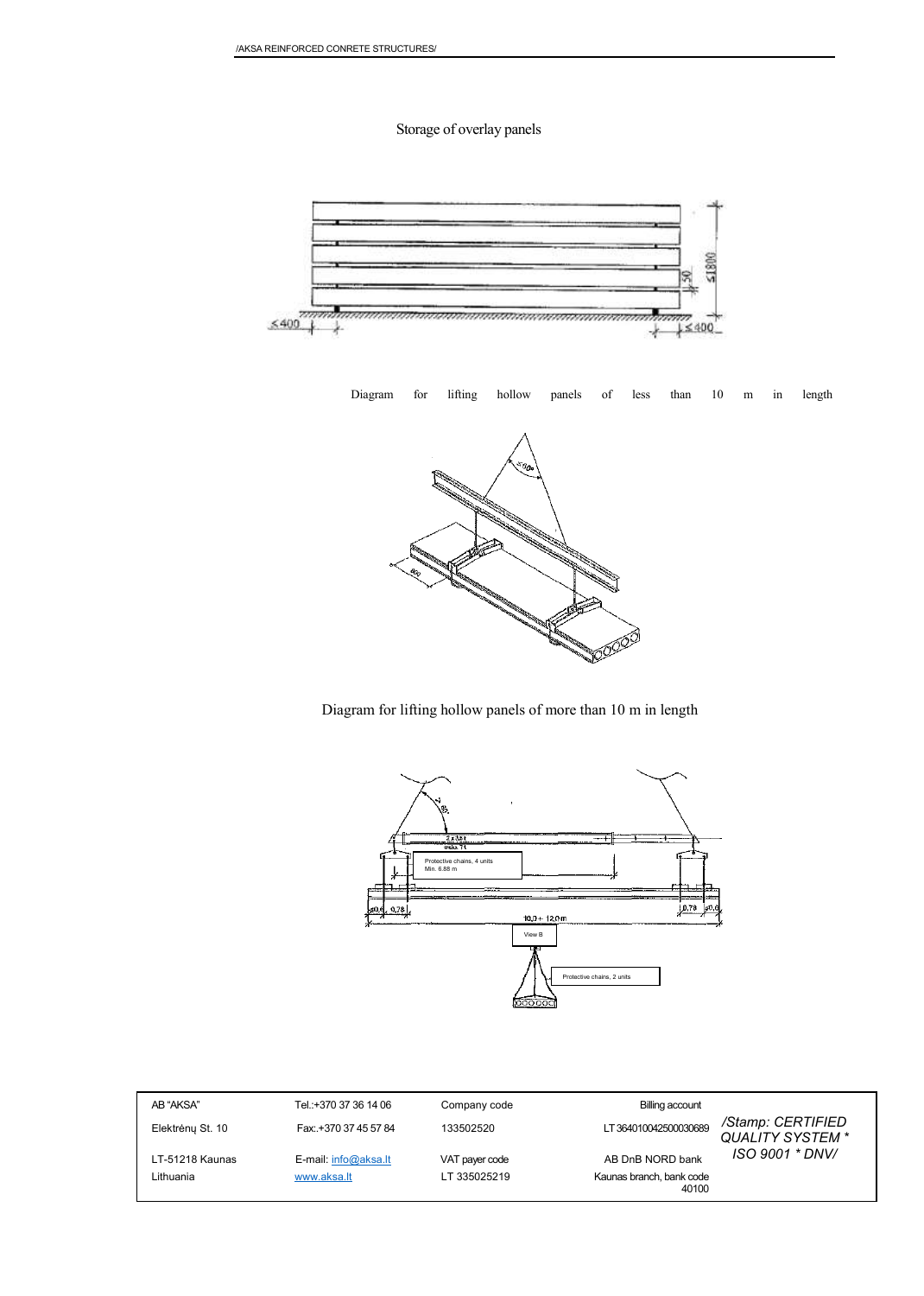Storage of overlay panels

Diagram for lifting hollow panels of less than 10 m in length

Diagram for lifting hollow panels of more than 10 m in length

Protective chains, 4 units
Min. 6.88 m

View B

Protective chains, 2 units

| AB "AKSA" | Tel.:+370 37 36 14 06 | Company code | Billing account | /Stamp: CERTIFIED QUALITY SYSTEM * ISO 9001 * DNV/ |
|---|---|---|---|---|
| Elektrėnų St. 10 | Fax:.+370 37 45 57 84 | 133502520 | LT 364010042500030689 | |
| LT-51218 Kaunas | E-mail: info@aksa.lt | VAT payer code | AB DnB NORD bank | |
| Lithuania | www.aksa.lt | LT 335025219 | Kaunas branch, bank code 40100 | |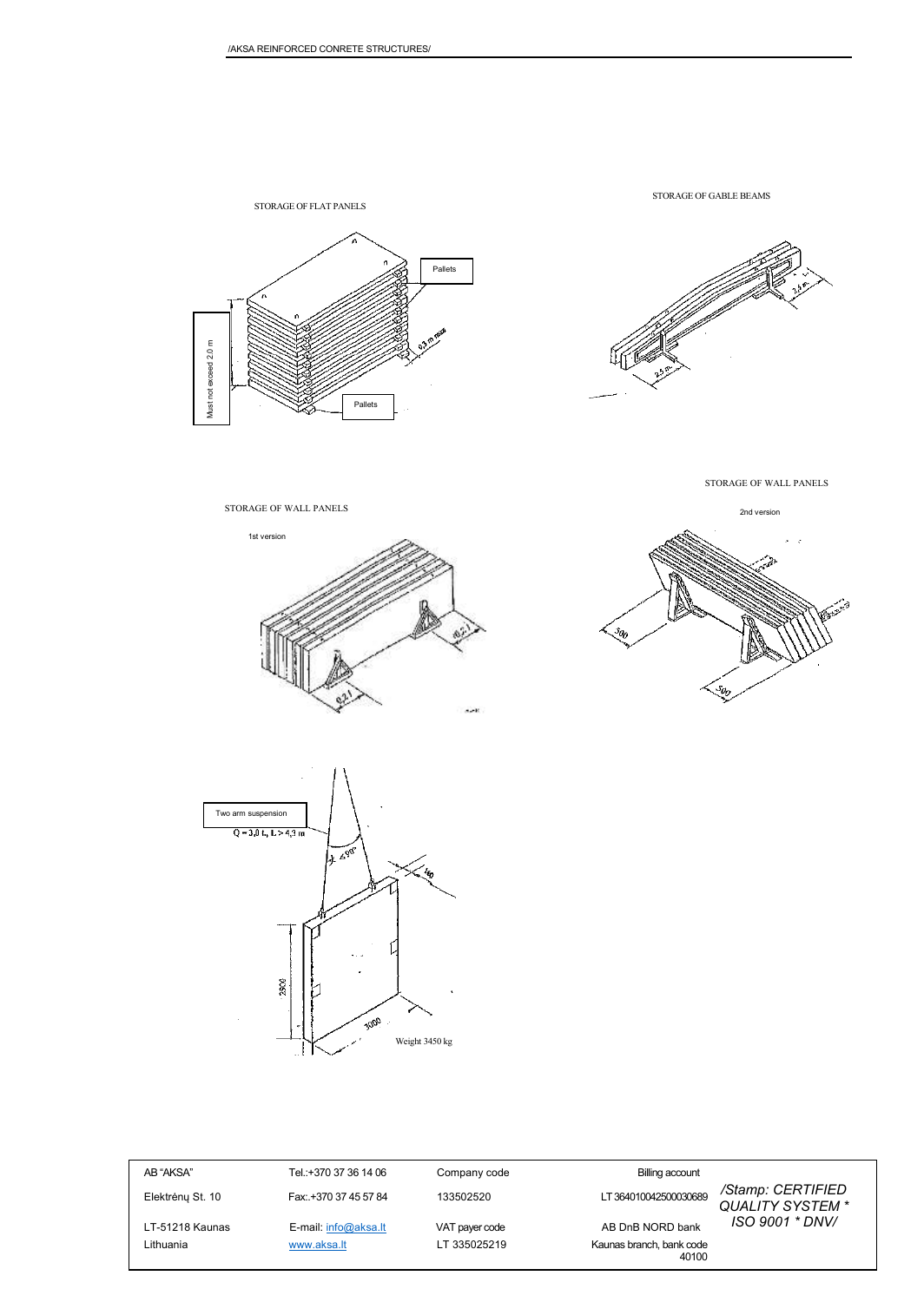STORAGE OF FLAT PANELS

Pallets

0.3 m max

Must not exceed 2.0 m

Pallets

STORAGE OF GABLE BEAMS

2.5 m

2.5 m

STORAGE OF WALL PANELS

1st version

0.2 l

0.2 l

STORAGE OF WALL PANELS

2nd version

500

500

Two arm suspension

Q = 3.0 t., L > 4.3 m

≤ 90°

160

2900

3000

Weight 3450 kg

| AB "AKSA" | Tel.:+370 37 36 14 06 | Company code | Billing account | |
|---|---|---|---|---|
| Elektrėnų St. 10 | Fax:.+370 37 45 57 84 | 133502520 | LT 364010042500030689 | /Stamp: CERTIFIED QUALITY SYSTEM * ISO 9001 * DNV/ |
| LT-51218 Kaunas | E-mail: info@aksa.lt | VAT payer code | AB DnB NORD bank | |
| Lithuania | www.aksa.lt | LT 335025219 | Kaunas branch, bank code 40100 | |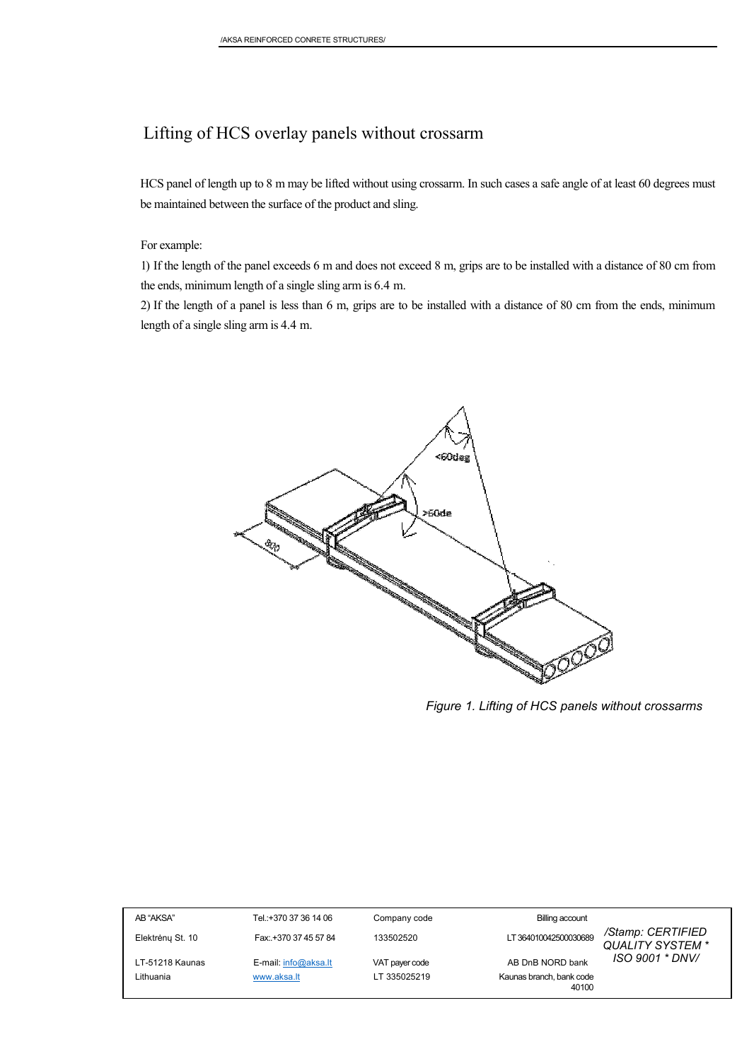# Lifting of HCS overlay panels without crossarm

HCS panel of length up to 8 m may be lifted without using crossarm. In such cases a safe angle of at least 60 degrees must be maintained between the surface of the product and sling.

For example:

1) If the length of the panel exceeds 6 m and does not exceed 8 m, grips are to be installed with a distance of 80 cm from the ends, minimum length of a single sling arm is 6.4 m.

2) If the length of a panel is less than 6 m, grips are to be installed with a distance of 80 cm from the ends, minimum length of a single sling arm is 4.4 m.

*Figure 1. Lifting of HCS panels without crossarms*

| | | | | |
|---|---|---|---|---|
| AB "AKSA" | Tel.:+370 37 36 14 06 | Company code | Billing account | /Stamp: CERTIFIED QUALITY SYSTEM * ISO 9001 * DNV/ |
| Elektrėnų St. 10 | Fax:.+370 37 45 57 84 | 133502520 | LT 364010042500030689 | |
| LT-51218 Kaunas | E-mail: info@aksa.lt | VAT payer code | AB DnB NORD bank | |
| Lithuania | www.aksa.lt | LT 335025219 | Kaunas branch, bank code 40100 | |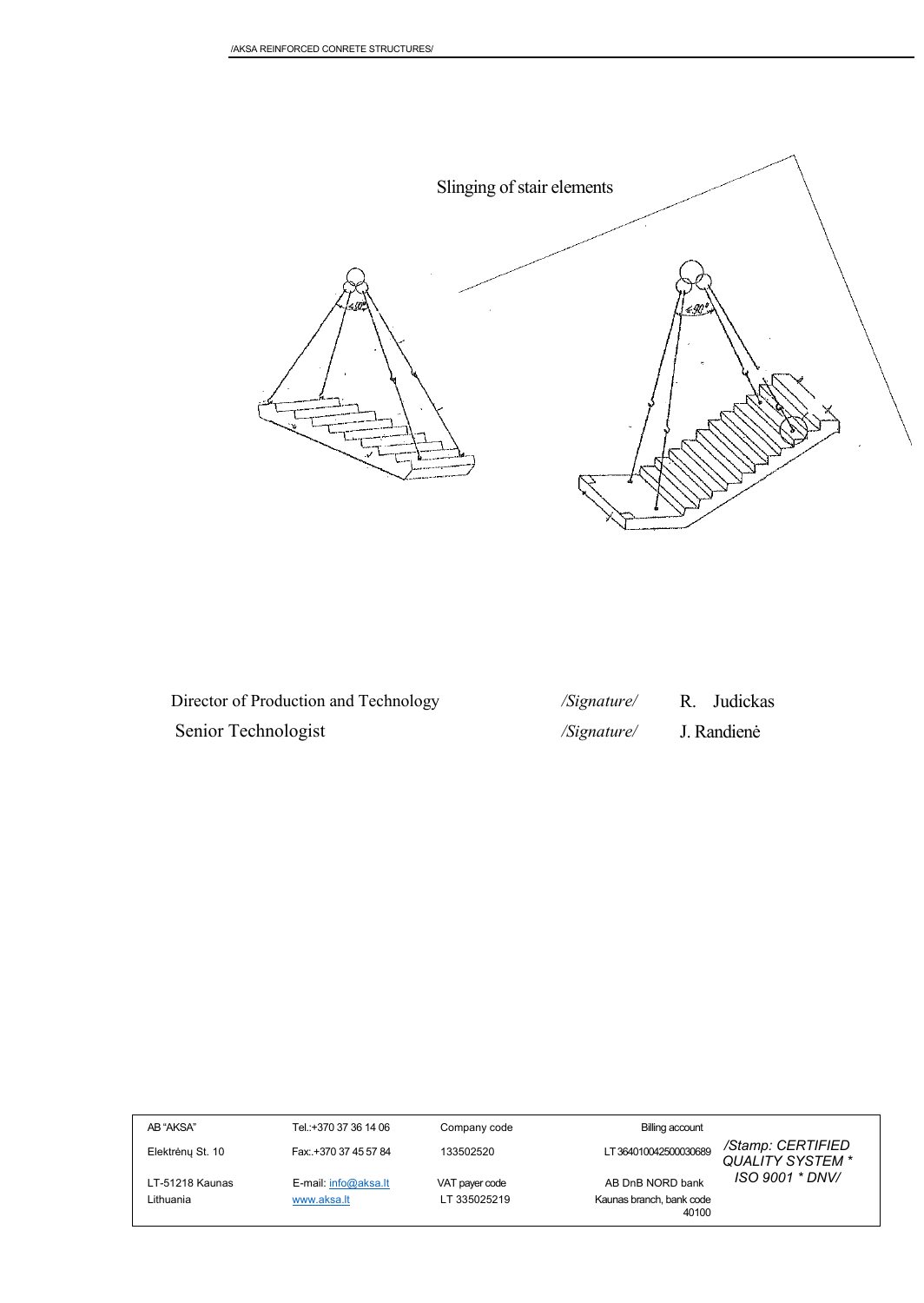Slinging of stair elements

≤90°

≤90°

Director of Production and Technology /Signature/ R. Judickas

Senior Technologist /Signature/ J. Randienė

| | | | | |
|---|---|---|---|---|
| AB "AKSA" | Tel.:+370 37 36 14 06 | Company code | Billing account | /Stamp: CERTIFIED QUALITY SYSTEM * ISO 9001 * DNV/ |
| Elektrėnų St. 10 | Fax:.+370 37 45 57 84 | 133502520 | LT 364010042500030689 | |
| LT-51218 Kaunas | E-mail: info@aksa.lt | VAT payer code | AB DnB NORD bank | |
| Lithuania | www.aksa.lt | LT 335025219 | Kaunas branch, bank code 40100 | |